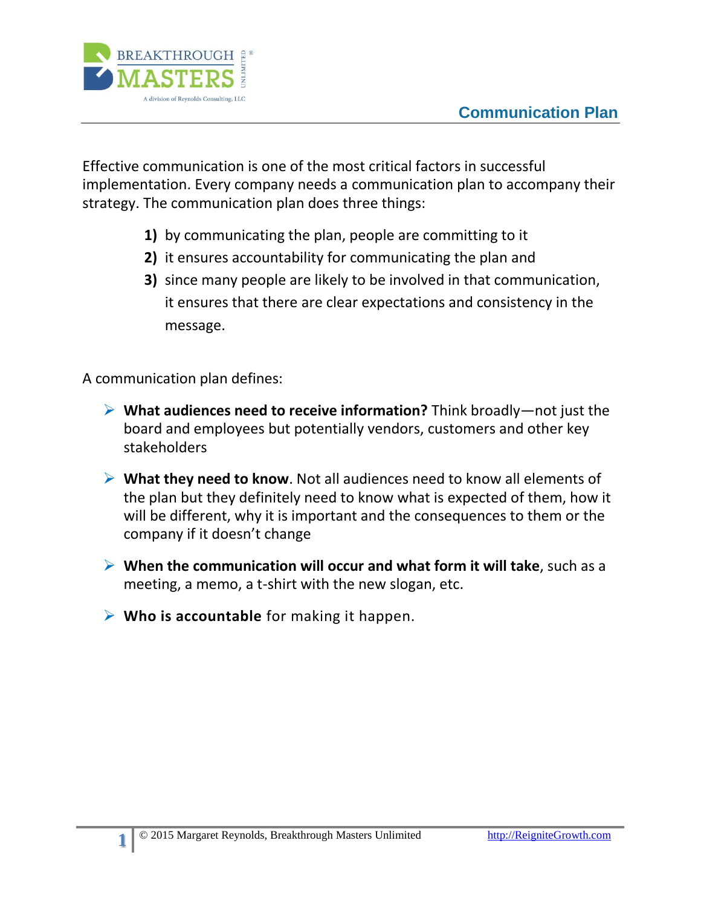# Communication Plan

Effective communication is one of the most critical factors in successful implementation. Every company needs a communication plan to accompany their strategy. The communication plan does three things:

1) by communicating the plan, people are committing to it
2) it ensures accountability for communicating the plan and
3) since many people are likely to be involved in that communication, it ensures that there are clear expectations and consistency in the message.

A communication plan defines:

- **What audiences need to receive information?** Think broadly—not just the board and employees but potentially vendors, customers and other key stakeholders
- **What they need to know**. Not all audiences need to know all elements of the plan but they definitely need to know what is expected of them, how it will be different, why it is important and the consequences to them or the company if it doesn't change
- **When the communication will occur and what form it will take**, such as a meeting, a memo, a t-shirt with the new slogan, etc.
- **Who is accountable** for making it happen.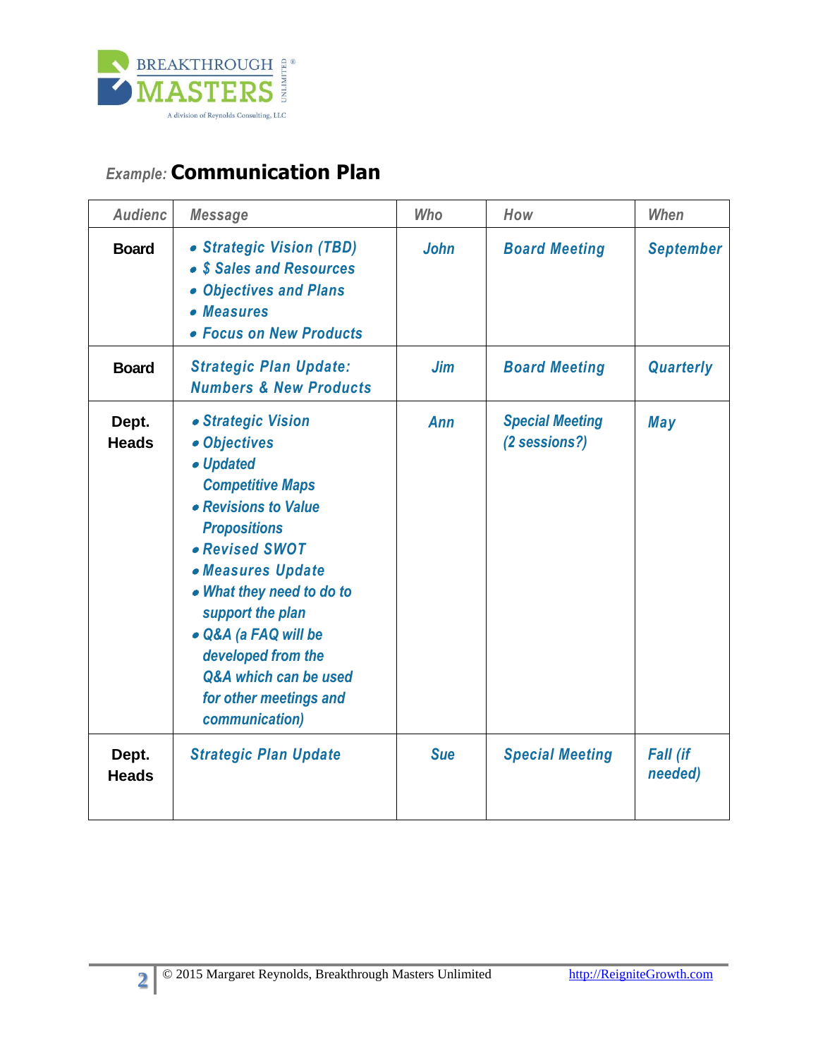*Example:* **Communication Plan**

| Audienc | Message | Who | How | When |
|---|---|---|---|---|
| **Board** | • *Strategic Vision (TBD)*<br>• *$ Sales and Resources*<br>• *Objectives and Plans*<br>• *Measures*<br>• *Focus on New Products* | *John* | *Board Meeting* | *September* |
| **Board** | *Strategic Plan Update: Numbers & New Products* | *Jim* | *Board Meeting* | *Quarterly* |
| **Dept. Heads** | • *Strategic Vision*<br>• *Objectives*<br>• *Updated Competitive Maps*<br>• *Revisions to Value Propositions*<br>• *Revised SWOT*<br>• *Measures Update*<br>• *What they need to do to support the plan*<br>• *Q&A (a FAQ will be developed from the Q&A which can be used for other meetings and communication)* | *Ann* | *Special Meeting (2 sessions?)* | *May* |
| **Dept. Heads** | *Strategic Plan Update* | *Sue* | *Special Meeting* | *Fall (if needed)* |